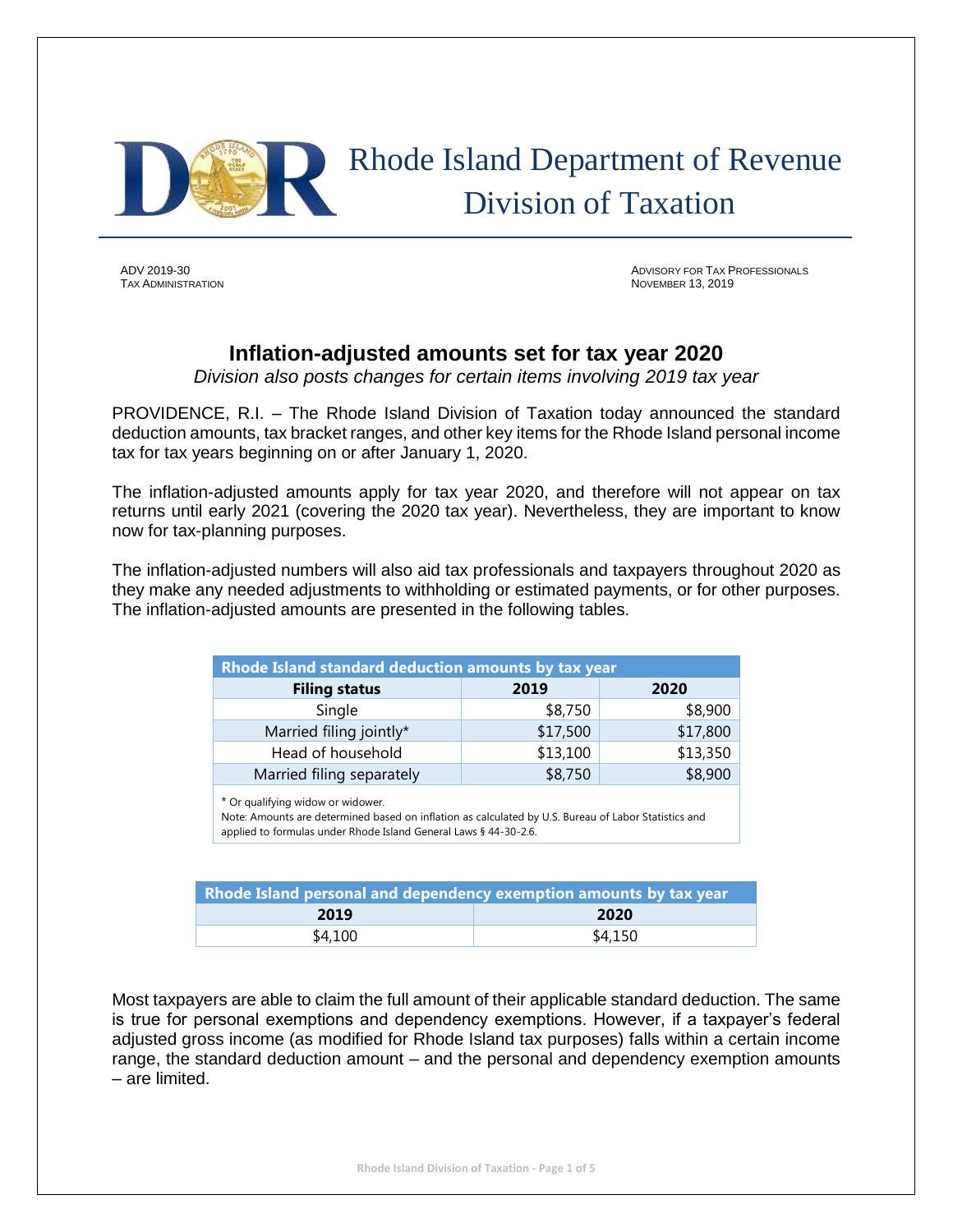# Rhode Island Department of Revenue
## Division of Taxation

ADV 2019-30
TAX ADMINISTRATION

ADVISORY FOR TAX PROFESSIONALS
NOVEMBER 13, 2019

## Inflation-adjusted amounts set for tax year 2020

*Division also posts changes for certain items involving 2019 tax year*

PROVIDENCE, R.I. – The Rhode Island Division of Taxation today announced the standard deduction amounts, tax bracket ranges, and other key items for the Rhode Island personal income tax for tax years beginning on or after January 1, 2020.

The inflation-adjusted amounts apply for tax year 2020, and therefore will not appear on tax returns until early 2021 (covering the 2020 tax year). Nevertheless, they are important to know now for tax-planning purposes.

The inflation-adjusted numbers will also aid tax professionals and taxpayers throughout 2020 as they make any needed adjustments to withholding or estimated payments, or for other purposes. The inflation-adjusted amounts are presented in the following tables.

| Rhode Island standard deduction amounts by tax year | | |
|---|---|---|
| **Filing status** | **2019** | **2020** |
| Single | $8,750 | $8,900 |
| Married filing jointly* | $17,500 | $17,800 |
| Head of household | $13,100 | $13,350 |
| Married filing separately | $8,750 | $8,900 |

\* Or qualifying widow or widower.
Note: Amounts are determined based on inflation as calculated by U.S. Bureau of Labor Statistics and applied to formulas under Rhode Island General Laws § 44-30-2.6.

| Rhode Island personal and dependency exemption amounts by tax year | |
|---|---|
| **2019** | **2020** |
| $4,100 | $4,150 |

Most taxpayers are able to claim the full amount of their applicable standard deduction. The same is true for personal exemptions and dependency exemptions. However, if a taxpayer's federal adjusted gross income (as modified for Rhode Island tax purposes) falls within a certain income range, the standard deduction amount – and the personal and dependency exemption amounts – are limited.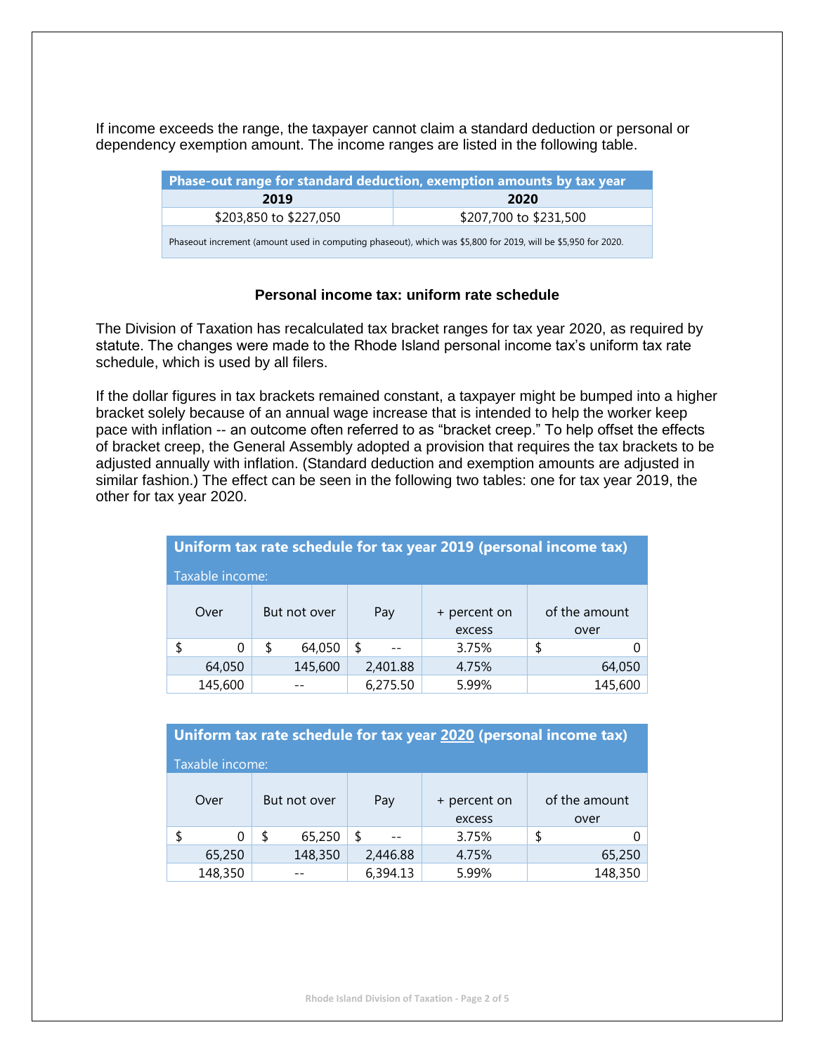If income exceeds the range, the taxpayer cannot claim a standard deduction or personal or dependency exemption amount. The income ranges are listed in the following table.

| Phase-out range for standard deduction, exemption amounts by tax year | |
|---|---|
| **2019** | **2020** |
| $203,850 to $227,050 | $207,700 to $231,500 |
| Phaseout increment (amount used in computing phaseout), which was $5,800 for 2019, will be $5,950 for 2020. | |

### Personal income tax: uniform rate schedule

The Division of Taxation has recalculated tax bracket ranges for tax year 2020, as required by statute. The changes were made to the Rhode Island personal income tax's uniform tax rate schedule, which is used by all filers.

If the dollar figures in tax brackets remained constant, a taxpayer might be bumped into a higher bracket solely because of an annual wage increase that is intended to help the worker keep pace with inflation -- an outcome often referred to as "bracket creep." To help offset the effects of bracket creep, the General Assembly adopted a provision that requires the tax brackets to be adjusted annually with inflation. (Standard deduction and exemption amounts are adjusted in similar fashion.) The effect can be seen in the following two tables: one for tax year 2019, the other for tax year 2020.

**Uniform tax rate schedule for tax year 2019 (personal income tax)**

Taxable income:

| Over | But not over | Pay | + percent on excess | of the amount over |
|---|---|---|---|---|
| $ 0 | $ 64,050 | $ -- | 3.75% | $ 0 |
| 64,050 | 145,600 | 2,401.88 | 4.75% | 64,050 |
| 145,600 | -- | 6,275.50 | 5.99% | 145,600 |

**Uniform tax rate schedule for tax year 2020 (personal income tax)**

Taxable income:

| Over | But not over | Pay | + percent on excess | of the amount over |
|---|---|---|---|---|
| $ 0 | $ 65,250 | $ -- | 3.75% | $ 0 |
| 65,250 | 148,350 | 2,446.88 | 4.75% | 65,250 |
| 148,350 | -- | 6,394.13 | 5.99% | 148,350 |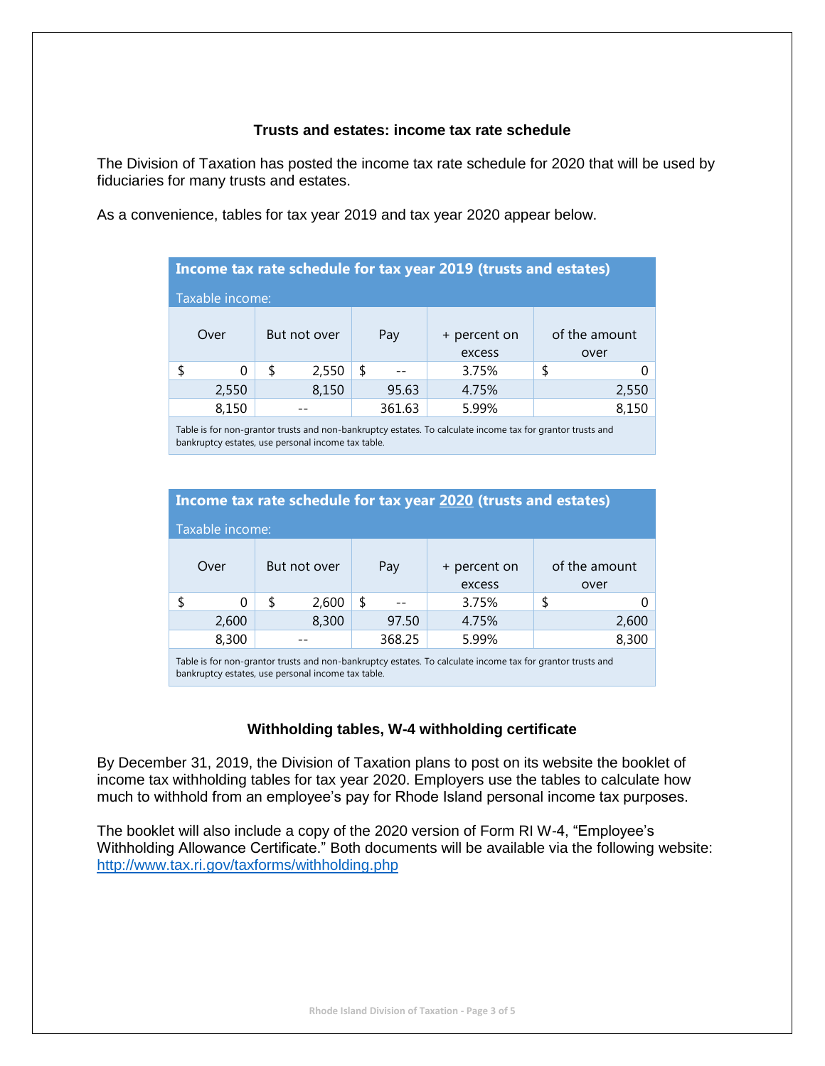### Trusts and estates: income tax rate schedule

The Division of Taxation has posted the income tax rate schedule for 2020 that will be used by fiduciaries for many trusts and estates.

As a convenience, tables for tax year 2019 and tax year 2020 appear below.

**Income tax rate schedule for tax year 2019 (trusts and estates)**

Taxable income:

| Over | But not over | Pay | + percent on excess | of the amount over |
|---|---|---|---|---|
| $ 0 | $ 2,550 | $ -- | 3.75% | $ 0 |
| 2,550 | 8,150 | 95.63 | 4.75% | 2,550 |
| 8,150 | -- | 361.63 | 5.99% | 8,150 |

Table is for non-grantor trusts and non-bankruptcy estates. To calculate income tax for grantor trusts and bankruptcy estates, use personal income tax table.

**Income tax rate schedule for tax year <u>2020</u> (trusts and estates)**

Taxable income:

| Over | But not over | Pay | + percent on excess | of the amount over |
|---|---|---|---|---|
| $ 0 | $ 2,600 | $ -- | 3.75% | $ 0 |
| 2,600 | 8,300 | 97.50 | 4.75% | 2,600 |
| 8,300 | -- | 368.25 | 5.99% | 8,300 |

Table is for non-grantor trusts and non-bankruptcy estates. To calculate income tax for grantor trusts and bankruptcy estates, use personal income tax table.

### Withholding tables, W-4 withholding certificate

By December 31, 2019, the Division of Taxation plans to post on its website the booklet of income tax withholding tables for tax year 2020. Employers use the tables to calculate how much to withhold from an employee's pay for Rhode Island personal income tax purposes.

The booklet will also include a copy of the 2020 version of Form RI W-4, "Employee's Withholding Allowance Certificate." Both documents will be available via the following website: [http://www.tax.ri.gov/taxforms/withholding.php](http://www.tax.ri.gov/taxforms/withholding.php)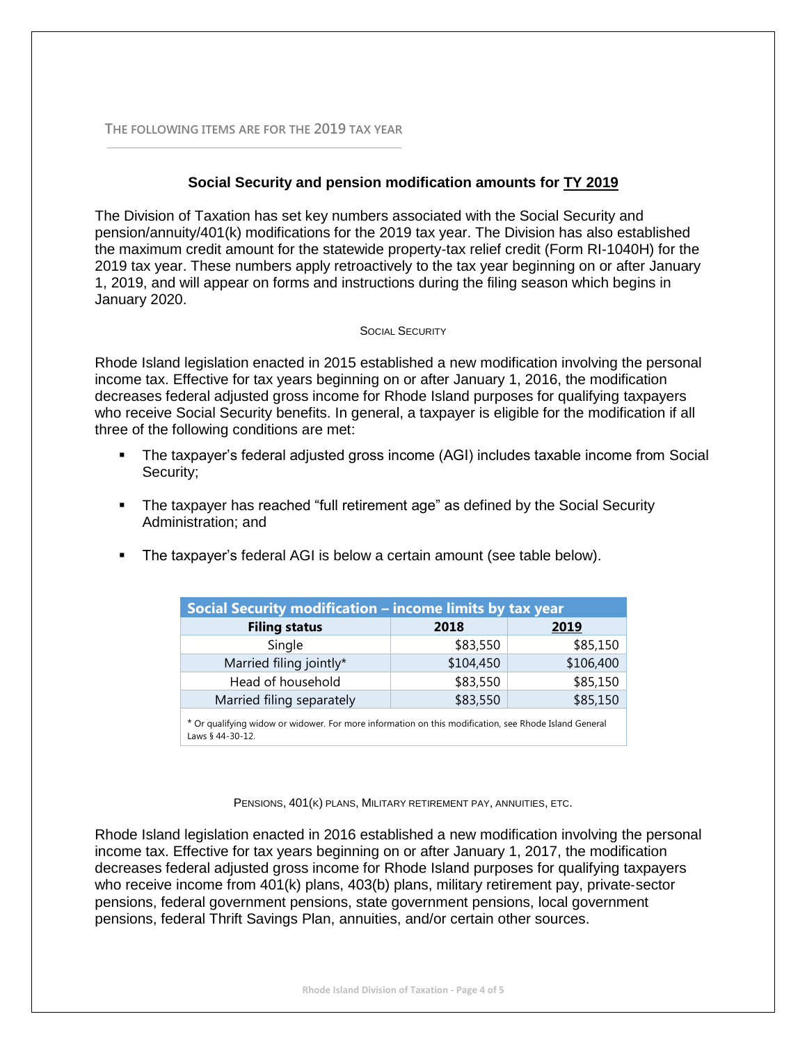THE FOLLOWING ITEMS ARE FOR THE 2019 TAX YEAR

## Social Security and pension modification amounts for TY 2019

The Division of Taxation has set key numbers associated with the Social Security and pension/annuity/401(k) modifications for the 2019 tax year. The Division has also established the maximum credit amount for the statewide property-tax relief credit (Form RI-1040H) for the 2019 tax year. These numbers apply retroactively to the tax year beginning on or after January 1, 2019, and will appear on forms and instructions during the filing season which begins in January 2020.

### SOCIAL SECURITY

Rhode Island legislation enacted in 2015 established a new modification involving the personal income tax. Effective for tax years beginning on or after January 1, 2016, the modification decreases federal adjusted gross income for Rhode Island purposes for qualifying taxpayers who receive Social Security benefits. In general, a taxpayer is eligible for the modification if all three of the following conditions are met:

- The taxpayer's federal adjusted gross income (AGI) includes taxable income from Social Security;
- The taxpayer has reached "full retirement age" as defined by the Social Security Administration; and
- The taxpayer's federal AGI is below a certain amount (see table below).

| Social Security modification – income limits by tax year | | |
|---|---|---|
| **Filing status** | **2018** | **2019** |
| Single | $83,550 | $85,150 |
| Married filing jointly* | $104,450 | $106,400 |
| Head of household | $83,550 | $85,150 |
| Married filing separately | $83,550 | $85,150 |

* Or qualifying widow or widower. For more information on this modification, see Rhode Island General Laws § 44-30-12.

### PENSIONS, 401(K) PLANS, MILITARY RETIREMENT PAY, ANNUITIES, ETC.

Rhode Island legislation enacted in 2016 established a new modification involving the personal income tax. Effective for tax years beginning on or after January 1, 2017, the modification decreases federal adjusted gross income for Rhode Island purposes for qualifying taxpayers who receive income from 401(k) plans, 403(b) plans, military retirement pay, private-sector pensions, federal government pensions, state government pensions, local government pensions, federal Thrift Savings Plan, annuities, and/or certain other sources.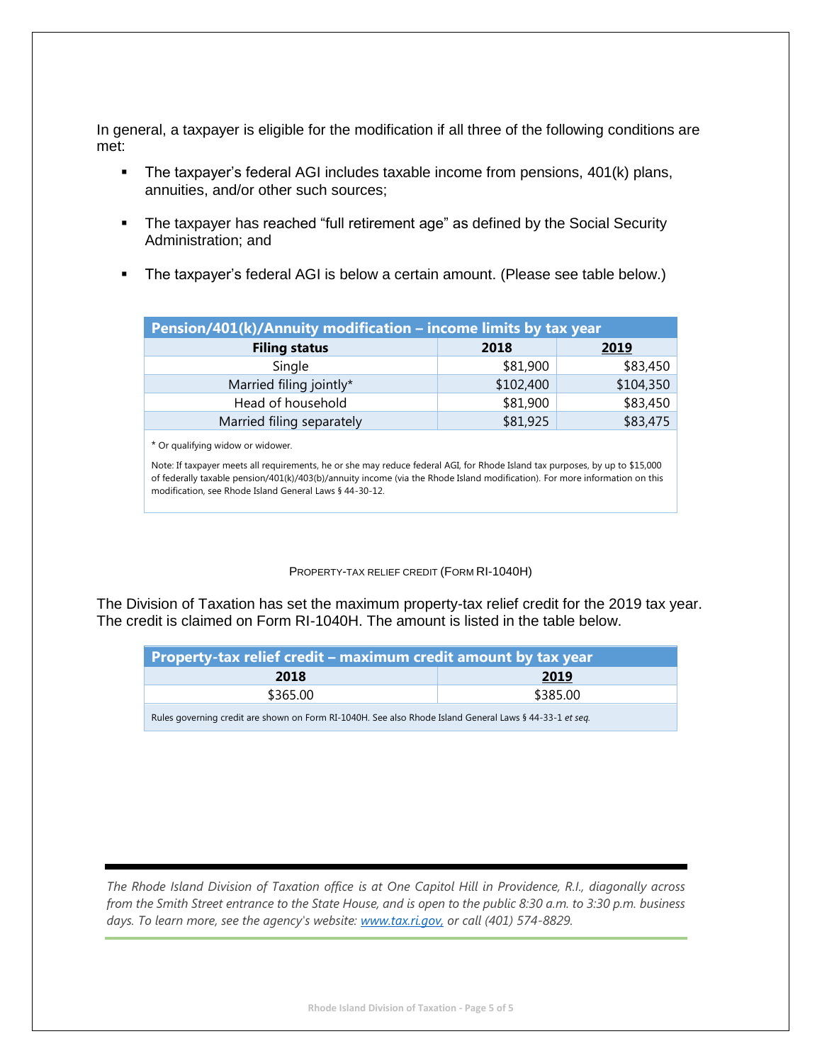In general, a taxpayer is eligible for the modification if all three of the following conditions are met:

- The taxpayer's federal AGI includes taxable income from pensions, 401(k) plans, annuities, and/or other such sources;
- The taxpayer has reached "full retirement age" as defined by the Social Security Administration; and
- The taxpayer's federal AGI is below a certain amount. (Please see table below.)

| Pension/401(k)/Annuity modification – income limits by tax year | | |
|---|---|---|
| **Filing status** | **2018** | **2019** |
| Single | $81,900 | $83,450 |
| Married filing jointly* | $102,400 | $104,350 |
| Head of household | $81,900 | $83,450 |
| Married filing separately | $81,925 | $83,475 |

\* Or qualifying widow or widower.

Note: If taxpayer meets all requirements, he or she may reduce federal AGI, for Rhode Island tax purposes, by up to $15,000 of federally taxable pension/401(k)/403(b)/annuity income (via the Rhode Island modification). For more information on this modification, see Rhode Island General Laws § 44-30-12.

### PROPERTY-TAX RELIEF CREDIT (FORM RI-1040H)

The Division of Taxation has set the maximum property-tax relief credit for the 2019 tax year. The credit is claimed on Form RI-1040H. The amount is listed in the table below.

| Property-tax relief credit – maximum credit amount by tax year | |
|---|---|
| **2018** | **2019** |
| $365.00 | $385.00 |

Rules governing credit are shown on Form RI-1040H. See also Rhode Island General Laws § 44-33-1 *et seq.*

---

*The Rhode Island Division of Taxation office is at One Capitol Hill in Providence, R.I., diagonally across from the Smith Street entrance to the State House, and is open to the public 8:30 a.m. to 3:30 p.m. business days. To learn more, see the agency's website: [www.tax.ri.gov,](http://www.tax.ri.gov) or call (401) 574-8829.*